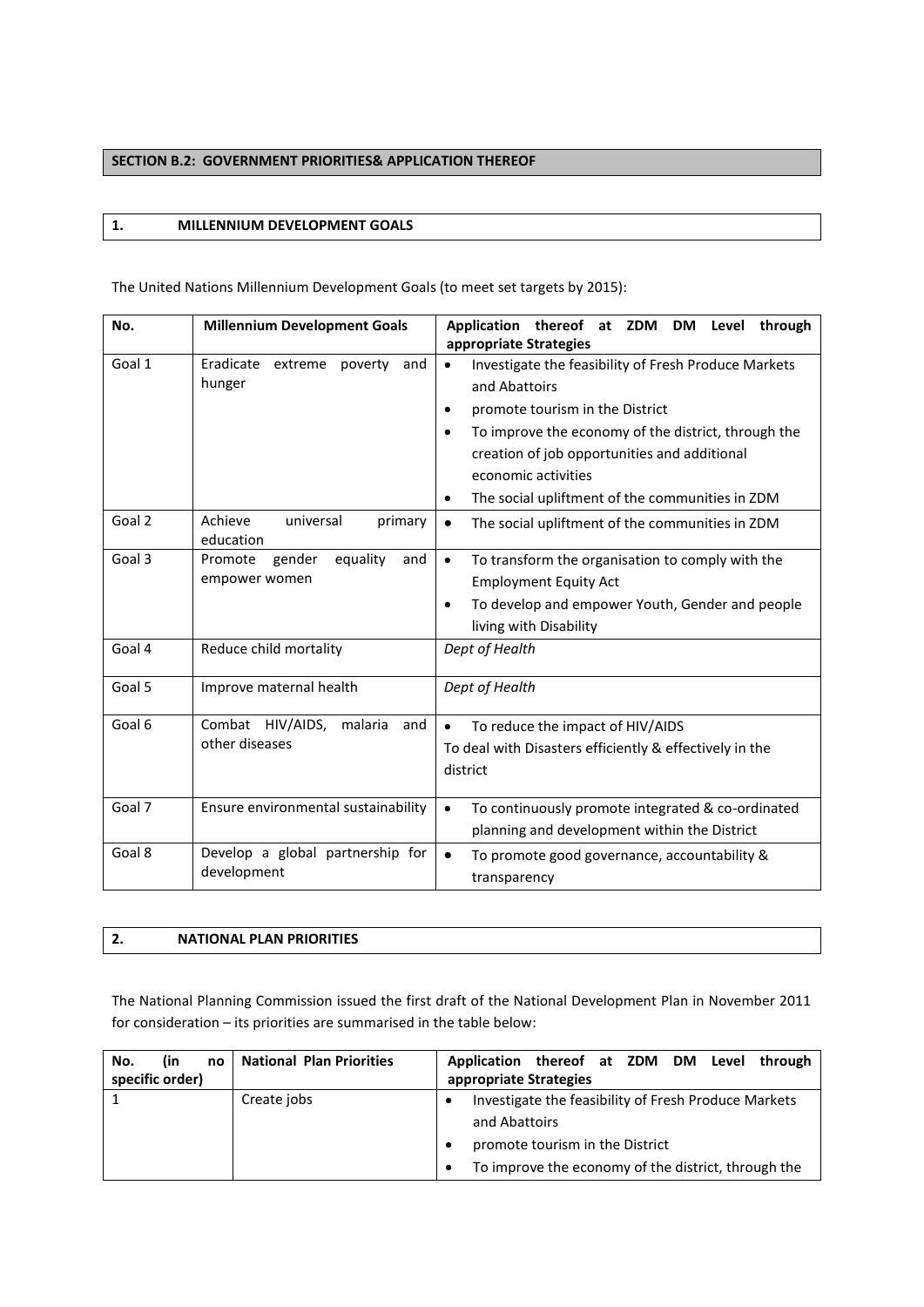## SECTION B.2: GOVERNMENT PRIORITIES& APPLICATION THEREOF

### 1. MILLENNIUM DEVELOPMENT GOALS

The United Nations Millennium Development Goals (to meet set targets by 2015):

| No. | Millennium Development Goals | Application thereof at ZDM DM Level through appropriate Strategies |
|---|---|---|
| Goal 1 | Eradicate extreme poverty and hunger | • Investigate the feasibility of Fresh Produce Markets and Abattoirs<br>• promote tourism in the District<br>• To improve the economy of the district, through the creation of job opportunities and additional economic activities<br>• The social upliftment of the communities in ZDM |
| Goal 2 | Achieve universal primary education | • The social upliftment of the communities in ZDM |
| Goal 3 | Promote gender equality and empower women | • To transform the organisation to comply with the Employment Equity Act<br>• To develop and empower Youth, Gender and people living with Disability |
| Goal 4 | Reduce child mortality | *Dept of Health* |
| Goal 5 | Improve maternal health | *Dept of Health* |
| Goal 6 | Combat HIV/AIDS, malaria and other diseases | • To reduce the impact of HIV/AIDS<br>To deal with Disasters efficiently & effectively in the district |
| Goal 7 | Ensure environmental sustainability | • To continuously promote integrated & co-ordinated planning and development within the District |
| Goal 8 | Develop a global partnership for development | • To promote good governance, accountability & transparency |

### 2. NATIONAL PLAN PRIORITIES

The National Planning Commission issued the first draft of the National Development Plan in November 2011 for consideration – its priorities are summarised in the table below:

| No. (in no specific order) | National Plan Priorities | Application thereof at ZDM DM Level through appropriate Strategies |
|---|---|---|
| 1 | Create jobs | • Investigate the feasibility of Fresh Produce Markets and Abattoirs<br>• promote tourism in the District<br>• To improve the economy of the district, through the |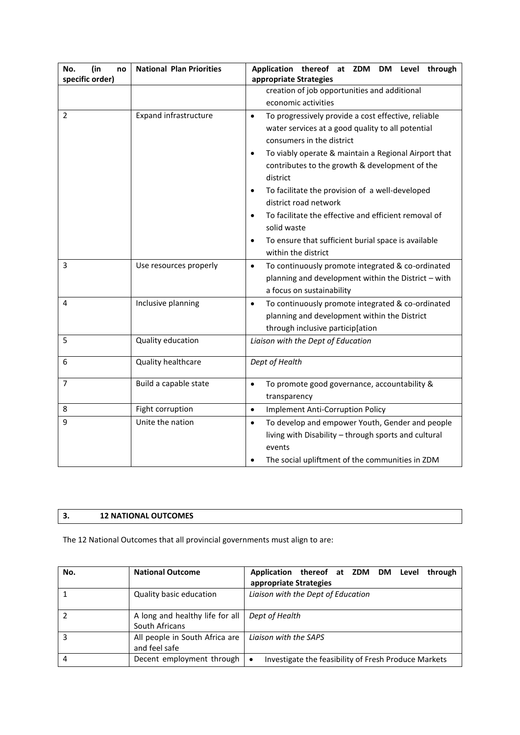| No. (in no specific order) | National Plan Priorities | Application thereof at ZDM DM Level through appropriate Strategies |
|---|---|---|
| | | creation of job opportunities and additional economic activities |
| 2 | Expand infrastructure | • To progressively provide a cost effective, reliable water services at a good quality to all potential consumers in the district<br>• To viably operate & maintain a Regional Airport that contributes to the growth & development of the district<br>• To facilitate the provision of a well-developed district road network<br>• To facilitate the effective and efficient removal of solid waste<br>• To ensure that sufficient burial space is available within the district |
| 3 | Use resources properly | • To continuously promote integrated & co-ordinated planning and development within the District – with a focus on sustainability |
| 4 | Inclusive planning | • To continuously promote integrated & co-ordinated planning and development within the District through inclusive particip[ation |
| 5 | Quality education | *Liaison with the Dept of Education* |
| 6 | Quality healthcare | *Dept of Health* |
| 7 | Build a capable state | • To promote good governance, accountability & transparency |
| 8 | Fight corruption | • Implement Anti-Corruption Policy |
| 9 | Unite the nation | • To develop and empower Youth, Gender and people living with Disability – through sports and cultural events<br>• The social upliftment of the communities in ZDM |

## 3. 12 NATIONAL OUTCOMES

The 12 National Outcomes that all provincial governments must align to are:

| No. | National Outcome | Application thereof at ZDM DM Level through appropriate Strategies |
|---|---|---|
| 1 | Quality basic education | *Liaison with the Dept of Education* |
| 2 | A long and healthy life for all South Africans | *Dept of Health* |
| 3 | All people in South Africa are and feel safe | *Liaison with the SAPS* |
| 4 | Decent employment through | • Investigate the feasibility of Fresh Produce Markets |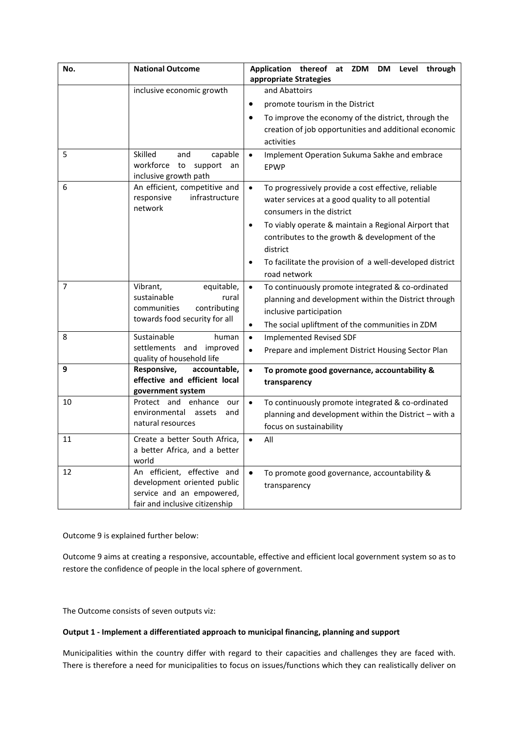| No. | National Outcome | Application thereof at ZDM DM Level through appropriate Strategies |
|---|---|---|
| | inclusive economic growth | and Abattoirs<br>• promote tourism in the District<br>• To improve the economy of the district, through the creation of job opportunities and additional economic activities |
| 5 | Skilled and capable workforce to support an inclusive growth path | • Implement Operation Sukuma Sakhe and embrace EPWP |
| 6 | An efficient, competitive and responsive infrastructure network | • To progressively provide a cost effective, reliable water services at a good quality to all potential consumers in the district<br>• To viably operate & maintain a Regional Airport that contributes to the growth & development of the district<br>• To facilitate the provision of a well-developed district road network |
| 7 | Vibrant, equitable, sustainable rural communities contributing towards food security for all | • To continuously promote integrated & co-ordinated planning and development within the District through inclusive participation<br>• The social upliftment of the communities in ZDM |
| 8 | Sustainable human settlements and improved quality of household life | • Implemented Revised SDF<br>• Prepare and implement District Housing Sector Plan |
| **9** | **Responsive, accountable, effective and efficient local government system** | • **To promote good governance, accountability & transparency** |
| 10 | Protect and enhance our environmental assets and natural resources | • To continuously promote integrated & co-ordinated planning and development within the District – with a focus on sustainability |
| 11 | Create a better South Africa, a better Africa, and a better world | • All |
| 12 | An efficient, effective and development oriented public service and an empowered, fair and inclusive citizenship | • To promote good governance, accountability & transparency |

Outcome 9 is explained further below:

Outcome 9 aims at creating a responsive, accountable, effective and efficient local government system so as to restore the confidence of people in the local sphere of government.

The Outcome consists of seven outputs viz:

**Output 1 - Implement a differentiated approach to municipal financing, planning and support**

Municipalities within the country differ with regard to their capacities and challenges they are faced with. There is therefore a need for municipalities to focus on issues/functions which they can realistically deliver on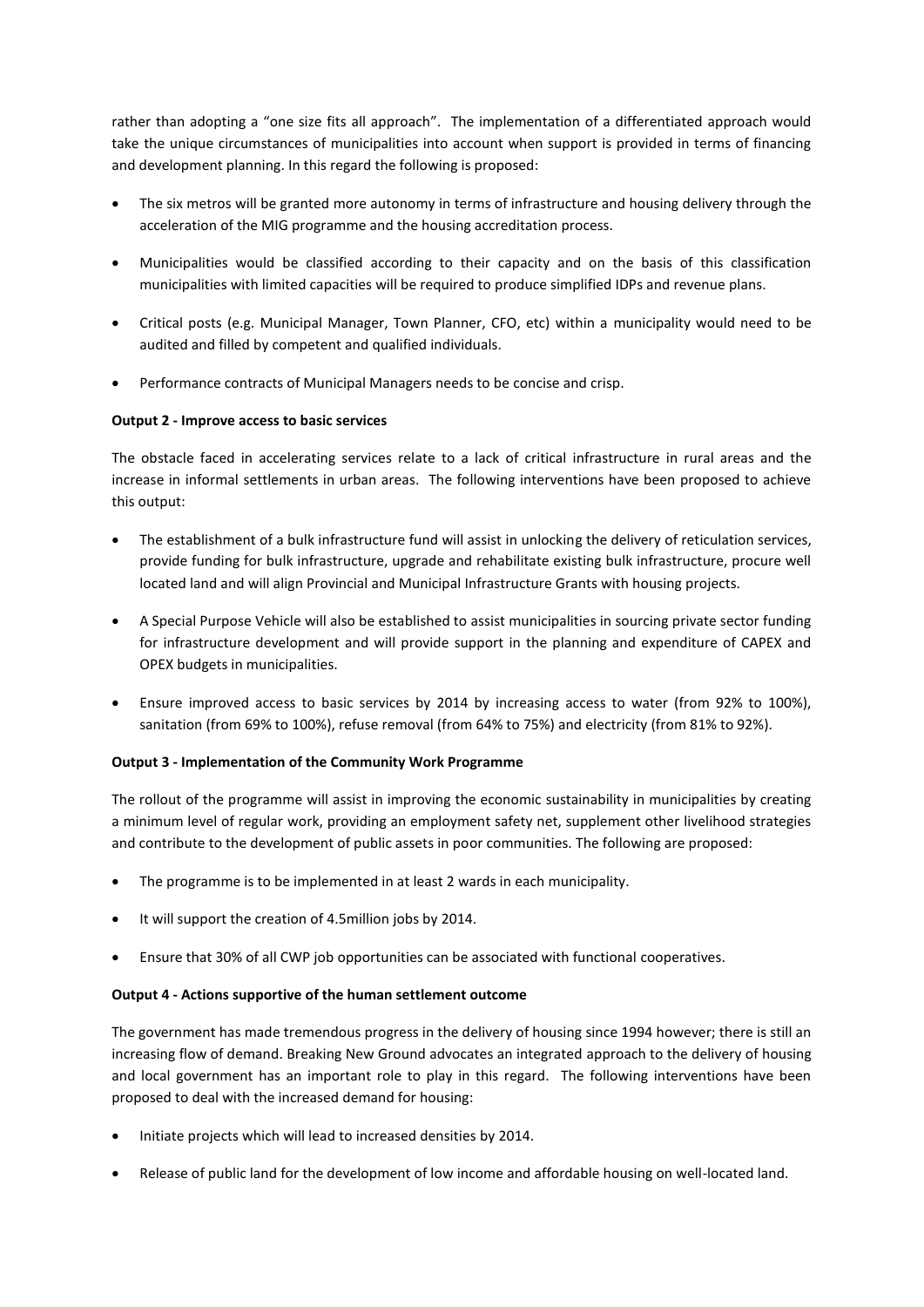rather than adopting a "one size fits all approach". The implementation of a differentiated approach would take the unique circumstances of municipalities into account when support is provided in terms of financing and development planning. In this regard the following is proposed:

- The six metros will be granted more autonomy in terms of infrastructure and housing delivery through the acceleration of the MIG programme and the housing accreditation process.
- Municipalities would be classified according to their capacity and on the basis of this classification municipalities with limited capacities will be required to produce simplified IDPs and revenue plans.
- Critical posts (e.g. Municipal Manager, Town Planner, CFO, etc) within a municipality would need to be audited and filled by competent and qualified individuals.
- Performance contracts of Municipal Managers needs to be concise and crisp.

**Output 2 - Improve access to basic services**

The obstacle faced in accelerating services relate to a lack of critical infrastructure in rural areas and the increase in informal settlements in urban areas. The following interventions have been proposed to achieve this output:

- The establishment of a bulk infrastructure fund will assist in unlocking the delivery of reticulation services, provide funding for bulk infrastructure, upgrade and rehabilitate existing bulk infrastructure, procure well located land and will align Provincial and Municipal Infrastructure Grants with housing projects.
- A Special Purpose Vehicle will also be established to assist municipalities in sourcing private sector funding for infrastructure development and will provide support in the planning and expenditure of CAPEX and OPEX budgets in municipalities.
- Ensure improved access to basic services by 2014 by increasing access to water (from 92% to 100%), sanitation (from 69% to 100%), refuse removal (from 64% to 75%) and electricity (from 81% to 92%).

**Output 3 - Implementation of the Community Work Programme**

The rollout of the programme will assist in improving the economic sustainability in municipalities by creating a minimum level of regular work, providing an employment safety net, supplement other livelihood strategies and contribute to the development of public assets in poor communities. The following are proposed:

- The programme is to be implemented in at least 2 wards in each municipality.
- It will support the creation of 4.5million jobs by 2014.
- Ensure that 30% of all CWP job opportunities can be associated with functional cooperatives.

**Output 4 - Actions supportive of the human settlement outcome**

The government has made tremendous progress in the delivery of housing since 1994 however; there is still an increasing flow of demand. Breaking New Ground advocates an integrated approach to the delivery of housing and local government has an important role to play in this regard. The following interventions have been proposed to deal with the increased demand for housing:

- Initiate projects which will lead to increased densities by 2014.
- Release of public land for the development of low income and affordable housing on well-located land.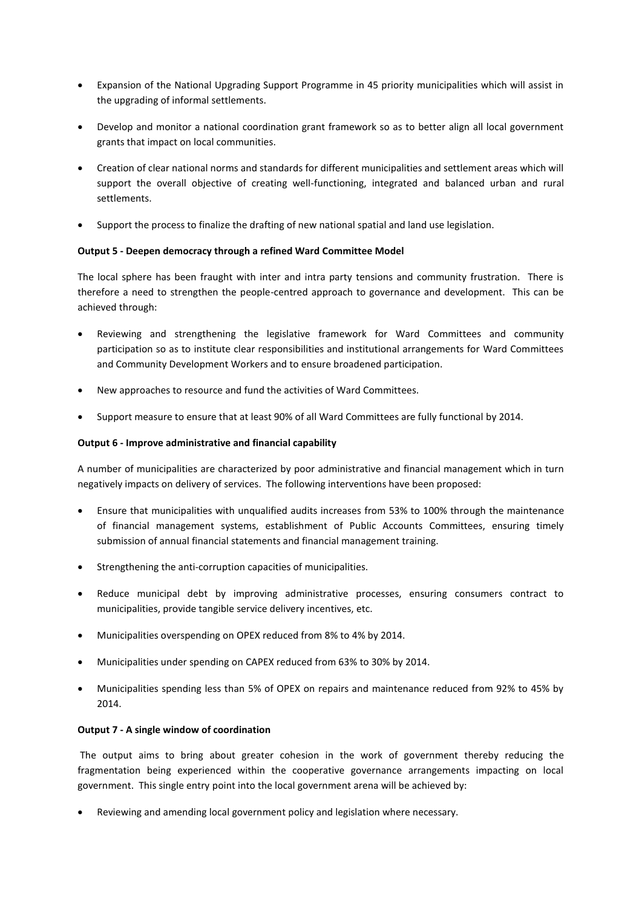- Expansion of the National Upgrading Support Programme in 45 priority municipalities which will assist in the upgrading of informal settlements.
- Develop and monitor a national coordination grant framework so as to better align all local government grants that impact on local communities.
- Creation of clear national norms and standards for different municipalities and settlement areas which will support the overall objective of creating well-functioning, integrated and balanced urban and rural settlements.
- Support the process to finalize the drafting of new national spatial and land use legislation.

**Output 5 - Deepen democracy through a refined Ward Committee Model**

The local sphere has been fraught with inter and intra party tensions and community frustration. There is therefore a need to strengthen the people-centred approach to governance and development. This can be achieved through:

- Reviewing and strengthening the legislative framework for Ward Committees and community participation so as to institute clear responsibilities and institutional arrangements for Ward Committees and Community Development Workers and to ensure broadened participation.
- New approaches to resource and fund the activities of Ward Committees.
- Support measure to ensure that at least 90% of all Ward Committees are fully functional by 2014.

**Output 6 - Improve administrative and financial capability**

A number of municipalities are characterized by poor administrative and financial management which in turn negatively impacts on delivery of services. The following interventions have been proposed:

- Ensure that municipalities with unqualified audits increases from 53% to 100% through the maintenance of financial management systems, establishment of Public Accounts Committees, ensuring timely submission of annual financial statements and financial management training.
- Strengthening the anti-corruption capacities of municipalities.
- Reduce municipal debt by improving administrative processes, ensuring consumers contract to municipalities, provide tangible service delivery incentives, etc.
- Municipalities overspending on OPEX reduced from 8% to 4% by 2014.
- Municipalities under spending on CAPEX reduced from 63% to 30% by 2014.
- Municipalities spending less than 5% of OPEX on repairs and maintenance reduced from 92% to 45% by 2014.

**Output 7 - A single window of coordination**

The output aims to bring about greater cohesion in the work of government thereby reducing the fragmentation being experienced within the cooperative governance arrangements impacting on local government. This single entry point into the local government arena will be achieved by:

- Reviewing and amending local government policy and legislation where necessary.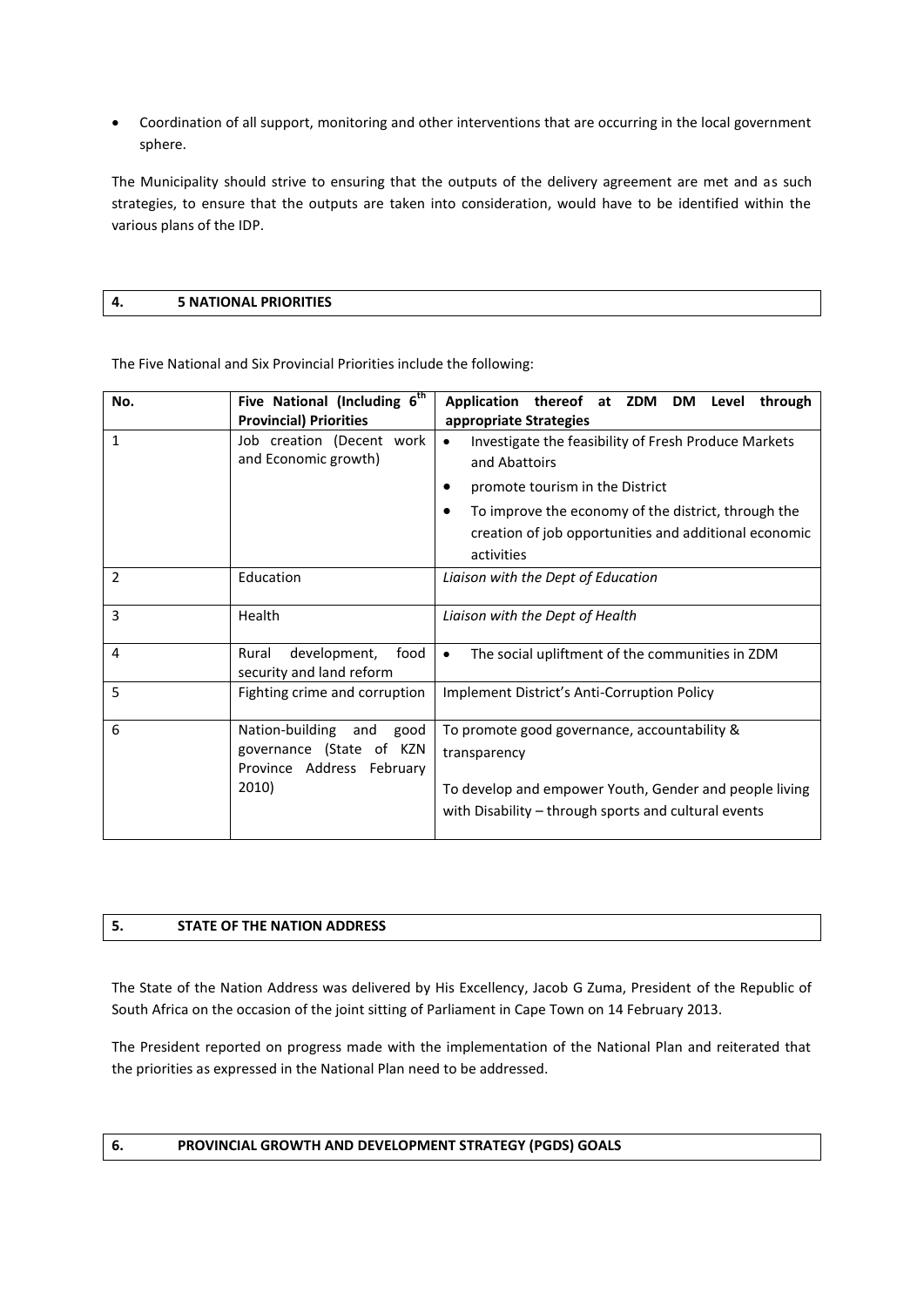- Coordination of all support, monitoring and other interventions that are occurring in the local government sphere.

The Municipality should strive to ensuring that the outputs of the delivery agreement are met and as such strategies, to ensure that the outputs are taken into consideration, would have to be identified within the various plans of the IDP.

## 4. 5 NATIONAL PRIORITIES

The Five National and Six Provincial Priorities include the following:

| No. | Five National (Including 6th Provincial) Priorities | Application thereof at ZDM DM Level through appropriate Strategies |
|---|---|---|
| 1 | Job creation (Decent work and Economic growth) | • Investigate the feasibility of Fresh Produce Markets and Abattoirs<br>• promote tourism in the District<br>• To improve the economy of the district, through the creation of job opportunities and additional economic activities |
| 2 | Education | *Liaison with the Dept of Education* |
| 3 | Health | *Liaison with the Dept of Health* |
| 4 | Rural development, food security and land reform | • The social upliftment of the communities in ZDM |
| 5 | Fighting crime and corruption | Implement District's Anti-Corruption Policy |
| 6 | Nation-building and good governance (State of KZN Province Address February 2010) | To promote good governance, accountability & transparency<br><br>To develop and empower Youth, Gender and people living with Disability – through sports and cultural events |

## 5. STATE OF THE NATION ADDRESS

The State of the Nation Address was delivered by His Excellency, Jacob G Zuma, President of the Republic of South Africa on the occasion of the joint sitting of Parliament in Cape Town on 14 February 2013.

The President reported on progress made with the implementation of the National Plan and reiterated that the priorities as expressed in the National Plan need to be addressed.

## 6. PROVINCIAL GROWTH AND DEVELOPMENT STRATEGY (PGDS) GOALS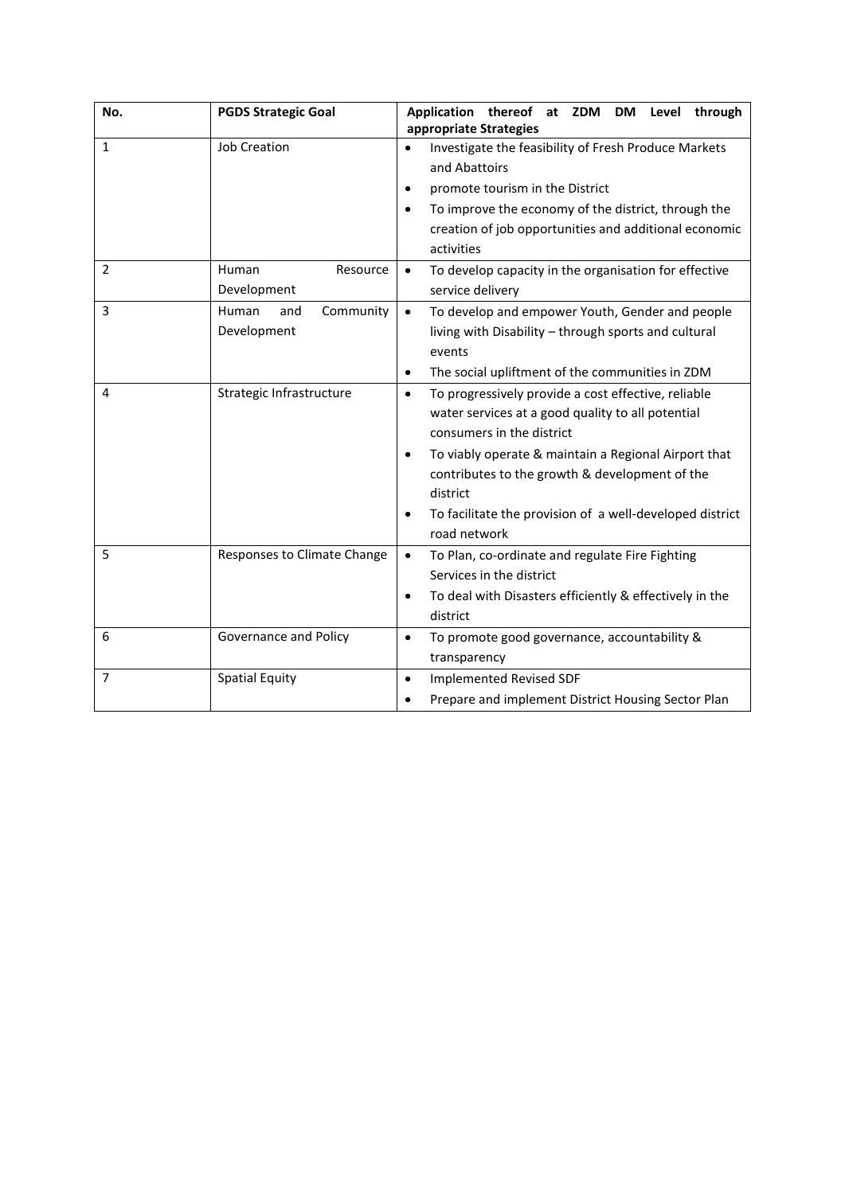| No. | PGDS Strategic Goal | Application thereof at ZDM DM Level through appropriate Strategies |
|---|---|---|
| 1 | Job Creation | • Investigate the feasibility of Fresh Produce Markets and Abattoirs<br>• promote tourism in the District<br>• To improve the economy of the district, through the creation of job opportunities and additional economic activities |
| 2 | Human Resource Development | • To develop capacity in the organisation for effective service delivery |
| 3 | Human and Community Development | • To develop and empower Youth, Gender and people living with Disability – through sports and cultural events<br>• The social upliftment of the communities in ZDM |
| 4 | Strategic Infrastructure | • To progressively provide a cost effective, reliable water services at a good quality to all potential consumers in the district<br>• To viably operate & maintain a Regional Airport that contributes to the growth & development of the district<br>• To facilitate the provision of a well-developed district road network |
| 5 | Responses to Climate Change | • To Plan, co-ordinate and regulate Fire Fighting Services in the district<br>• To deal with Disasters efficiently & effectively in the district |
| 6 | Governance and Policy | • To promote good governance, accountability & transparency |
| 7 | Spatial Equity | • Implemented Revised SDF<br>• Prepare and implement District Housing Sector Plan |